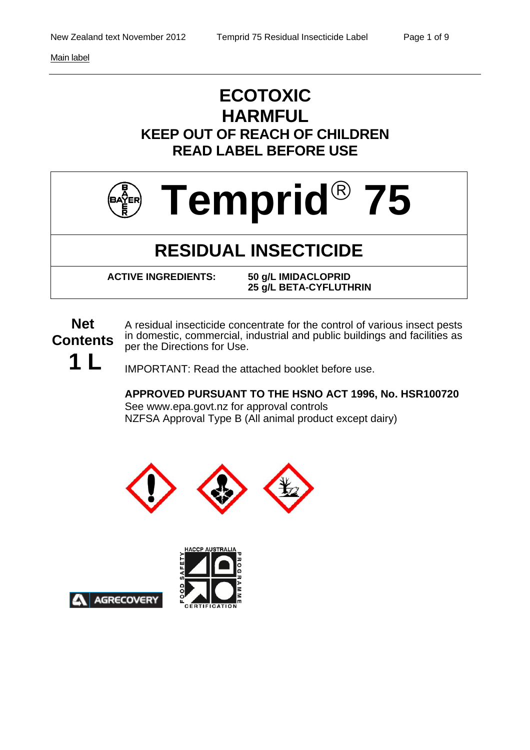Main label

# ECOTOXIC
# HARMFUL
## KEEP OUT OF REACH OF CHILDREN
## READ LABEL BEFORE USE

# Temprid® 75

## RESIDUAL INSECTICIDE

**ACTIVE INGREDIENTS:** **50 g/L IMIDACLOPRID**
**25 g/L BETA-CYFLUTHRIN**

**Net Contents**
**1 L**

A residual insecticide concentrate for the control of various insect pests in domestic, commercial, industrial and public buildings and facilities as per the Directions for Use.

IMPORTANT: Read the attached booklet before use.

**APPROVED PURSUANT TO THE HSNO ACT 1996, No. HSR100720**
See www.epa.govt.nz for approval controls
NZFSA Approval Type B (All animal product except dairy)

AGRECOVERY

HACCP AUSTRALIA FOOD SAFETY PROGRAMME CERTIFICATION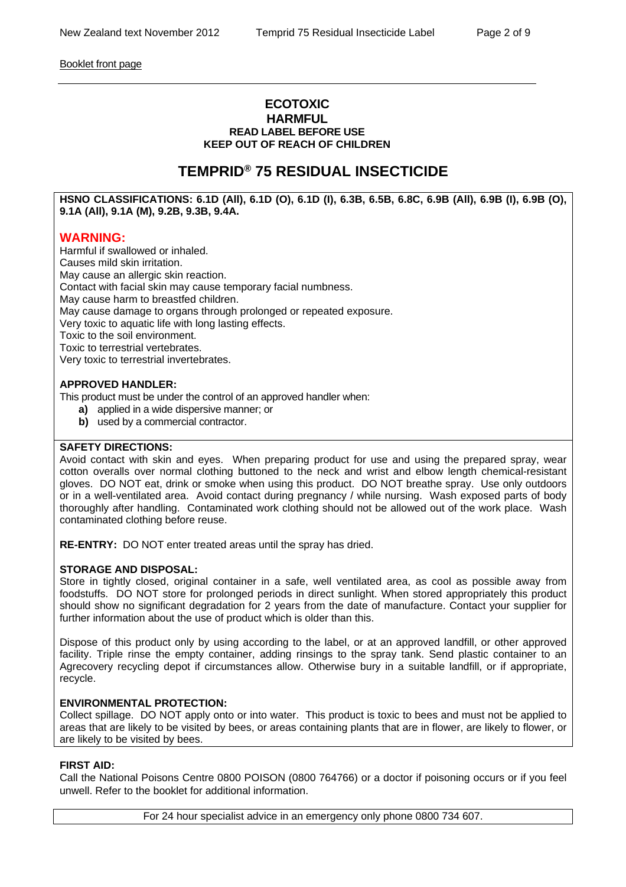Booklet front page

**ECOTOXIC**
**HARMFUL**
**READ LABEL BEFORE USE**
**KEEP OUT OF REACH OF CHILDREN**

# TEMPRID® 75 RESIDUAL INSECTICIDE

**HSNO CLASSIFICATIONS: 6.1D (All), 6.1D (O), 6.1D (I), 6.3B, 6.5B, 6.8C, 6.9B (All), 6.9B (I), 6.9B (O), 9.1A (All), 9.1A (M), 9.2B, 9.3B, 9.4A.**

## WARNING:

Harmful if swallowed or inhaled.
Causes mild skin irritation.
May cause an allergic skin reaction.
Contact with facial skin may cause temporary facial numbness.
May cause harm to breastfed children.
May cause damage to organs through prolonged or repeated exposure.
Very toxic to aquatic life with long lasting effects.
Toxic to the soil environment.
Toxic to terrestrial vertebrates.
Very toxic to terrestrial invertebrates.

**APPROVED HANDLER:**

This product must be under the control of an approved handler when:

- **a)** applied in a wide dispersive manner; or
- **b)** used by a commercial contractor.

**SAFETY DIRECTIONS:**

Avoid contact with skin and eyes. When preparing product for use and using the prepared spray, wear cotton overalls over normal clothing buttoned to the neck and wrist and elbow length chemical-resistant gloves. DO NOT eat, drink or smoke when using this product. DO NOT breathe spray. Use only outdoors or in a well-ventilated area. Avoid contact during pregnancy / while nursing. Wash exposed parts of body thoroughly after handling. Contaminated work clothing should not be allowed out of the work place. Wash contaminated clothing before reuse.

**RE-ENTRY:** DO NOT enter treated areas until the spray has dried.

**STORAGE AND DISPOSAL:**

Store in tightly closed, original container in a safe, well ventilated area, as cool as possible away from foodstuffs. DO NOT store for prolonged periods in direct sunlight. When stored appropriately this product should show no significant degradation for 2 years from the date of manufacture. Contact your supplier for further information about the use of product which is older than this.

Dispose of this product only by using according to the label, or at an approved landfill, or other approved facility. Triple rinse the empty container, adding rinsings to the spray tank. Send plastic container to an Agrecovery recycling depot if circumstances allow. Otherwise bury in a suitable landfill, or if appropriate, recycle.

**ENVIRONMENTAL PROTECTION:**

Collect spillage. DO NOT apply onto or into water. This product is toxic to bees and must not be applied to areas that are likely to be visited by bees, or areas containing plants that are in flower, are likely to flower, or are likely to be visited by bees.

**FIRST AID:**

Call the National Poisons Centre 0800 POISON (0800 764766) or a doctor if poisoning occurs or if you feel unwell. Refer to the booklet for additional information.

For 24 hour specialist advice in an emergency only phone 0800 734 607.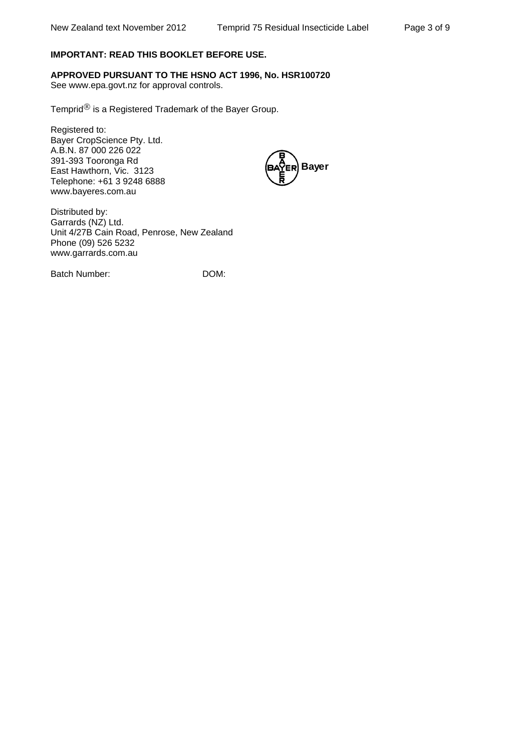**IMPORTANT: READ THIS BOOKLET BEFORE USE.**

**APPROVED PURSUANT TO THE HSNO ACT 1996, No. HSR100720**
See www.epa.govt.nz for approval controls.

Temprid® is a Registered Trademark of the Bayer Group.

Registered to:
Bayer CropScience Pty. Ltd.
A.B.N. 87 000 226 022
391-393 Tooronga Rd
East Hawthorn, Vic. 3123
Telephone: +61 3 9248 6888
www.bayeres.com.au

Bayer

Distributed by:
Garrards (NZ) Ltd.
Unit 4/27B Cain Road, Penrose, New Zealand
Phone (09) 526 5232
www.garrards.com.au

Batch Number: DOM: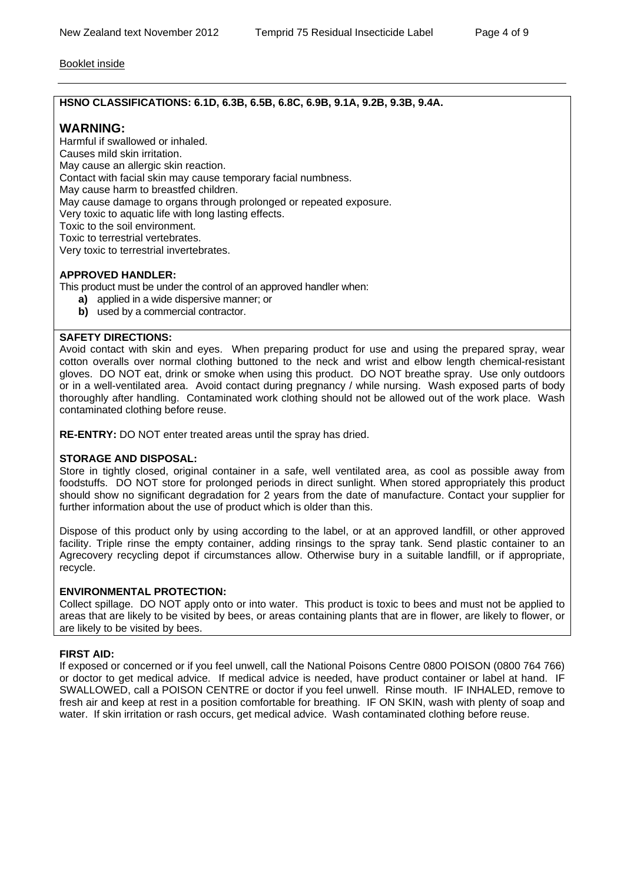Booklet inside

**HSNO CLASSIFICATIONS: 6.1D, 6.3B, 6.5B, 6.8C, 6.9B, 9.1A, 9.2B, 9.3B, 9.4A.**

## WARNING:

Harmful if swallowed or inhaled.
Causes mild skin irritation.
May cause an allergic skin reaction.
Contact with facial skin may cause temporary facial numbness.
May cause harm to breastfed children.
May cause damage to organs through prolonged or repeated exposure.
Very toxic to aquatic life with long lasting effects.
Toxic to the soil environment.
Toxic to terrestrial vertebrates.
Very toxic to terrestrial invertebrates.

**APPROVED HANDLER:**
This product must be under the control of an approved handler when:

- **a)** applied in a wide dispersive manner; or
- **b)** used by a commercial contractor.

**SAFETY DIRECTIONS:**
Avoid contact with skin and eyes. When preparing product for use and using the prepared spray, wear cotton overalls over normal clothing buttoned to the neck and wrist and elbow length chemical-resistant gloves. DO NOT eat, drink or smoke when using this product. DO NOT breathe spray. Use only outdoors or in a well-ventilated area. Avoid contact during pregnancy / while nursing. Wash exposed parts of body thoroughly after handling. Contaminated work clothing should not be allowed out of the work place. Wash contaminated clothing before reuse.

**RE-ENTRY:** DO NOT enter treated areas until the spray has dried.

**STORAGE AND DISPOSAL:**
Store in tightly closed, original container in a safe, well ventilated area, as cool as possible away from foodstuffs. DO NOT store for prolonged periods in direct sunlight. When stored appropriately this product should show no significant degradation for 2 years from the date of manufacture. Contact your supplier for further information about the use of product which is older than this.

Dispose of this product only by using according to the label, or at an approved landfill, or other approved facility. Triple rinse the empty container, adding rinsings to the spray tank. Send plastic container to an Agrecovery recycling depot if circumstances allow. Otherwise bury in a suitable landfill, or if appropriate, recycle.

**ENVIRONMENTAL PROTECTION:**
Collect spillage. DO NOT apply onto or into water. This product is toxic to bees and must not be applied to areas that are likely to be visited by bees, or areas containing plants that are in flower, are likely to flower, or are likely to be visited by bees.

**FIRST AID:**
If exposed or concerned or if you feel unwell, call the National Poisons Centre 0800 POISON (0800 764 766) or doctor to get medical advice. If medical advice is needed, have product container or label at hand. IF SWALLOWED, call a POISON CENTRE or doctor if you feel unwell. Rinse mouth. IF INHALED, remove to fresh air and keep at rest in a position comfortable for breathing. IF ON SKIN, wash with plenty of soap and water. If skin irritation or rash occurs, get medical advice. Wash contaminated clothing before reuse.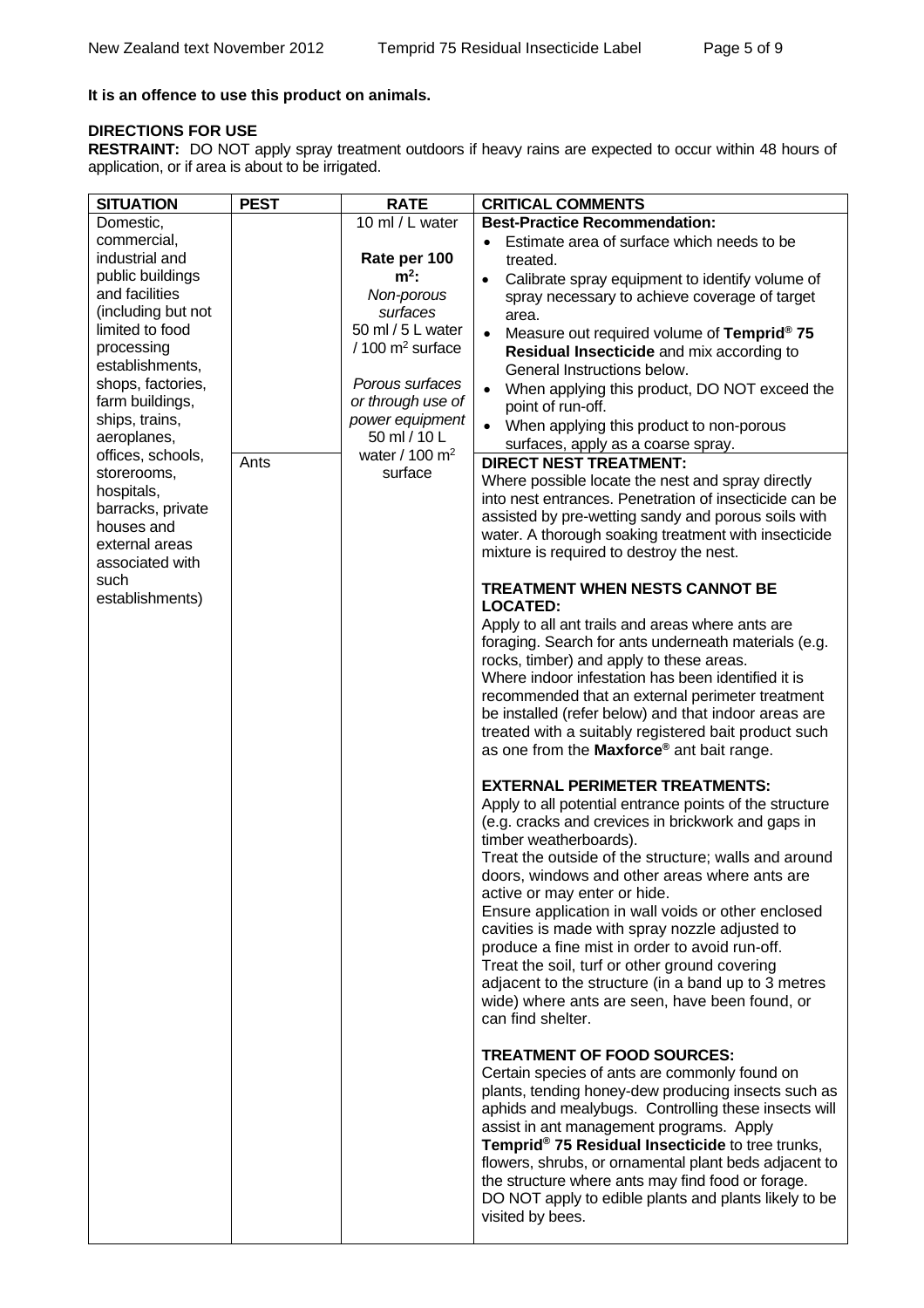**It is an offence to use this product on animals.**

**DIRECTIONS FOR USE**

**RESTRAINT:** DO NOT apply spray treatment outdoors if heavy rains are expected to occur within 48 hours of application, or if area is about to be irrigated.

| SITUATION | PEST | RATE | CRITICAL COMMENTS |
|---|---|---|---|
| Domestic, commercial, industrial and public buildings and facilities (including but not limited to food processing establishments, shops, factories, farm buildings, ships, trains, aeroplanes, offices, schools, storerooms, hospitals, barracks, private houses and external areas associated with such establishments) | | 10 ml / L water<br><br>**Rate per 100 m$^2$:**<br>*Non-porous surfaces*<br>50 ml / 5 L water / 100 m$^2$ surface<br><br>*Porous surfaces or through use of power equipment*<br>50 ml / 10 L water / 100 m$^2$ surface | **Best-Practice Recommendation:**<br>• Estimate area of surface which needs to be treated.<br>• Calibrate spray equipment to identify volume of spray necessary to achieve coverage of target area.<br>• Measure out required volume of **Temprid® 75 Residual Insecticide** and mix according to General Instructions below.<br>• When applying this product, DO NOT exceed the point of run-off.<br>• When applying this product to non-porous surfaces, apply as a coarse spray. |
| | Ants | | **DIRECT NEST TREATMENT:**<br>Where possible locate the nest and spray directly into nest entrances. Penetration of insecticide can be assisted by pre-wetting sandy and porous soils with water. A thorough soaking treatment with insecticide mixture is required to destroy the nest.<br><br>**TREATMENT WHEN NESTS CANNOT BE LOCATED:**<br>Apply to all ant trails and areas where ants are foraging. Search for ants underneath materials (e.g. rocks, timber) and apply to these areas.<br>Where indoor infestation has been identified it is recommended that an external perimeter treatment be installed (refer below) and that indoor areas are treated with a suitably registered bait product such as one from the **Maxforce®** ant bait range.<br><br>**EXTERNAL PERIMETER TREATMENTS:**<br>Apply to all potential entrance points of the structure (e.g. cracks and crevices in brickwork and gaps in timber weatherboards).<br>Treat the outside of the structure; walls and around doors, windows and other areas where ants are active or may enter or hide.<br>Ensure application in wall voids or other enclosed cavities is made with spray nozzle adjusted to produce a fine mist in order to avoid run-off.<br>Treat the soil, turf or other ground covering adjacent to the structure (in a band up to 3 metres wide) where ants are seen, have been found, or can find shelter.<br><br>**TREATMENT OF FOOD SOURCES:**<br>Certain species of ants are commonly found on plants, tending honey-dew producing insects such as aphids and mealybugs. Controlling these insects will assist in ant management programs. Apply **Temprid® 75 Residual Insecticide** to tree trunks, flowers, shrubs, or ornamental plant beds adjacent to the structure where ants may find food or forage.<br>DO NOT apply to edible plants and plants likely to be visited by bees. |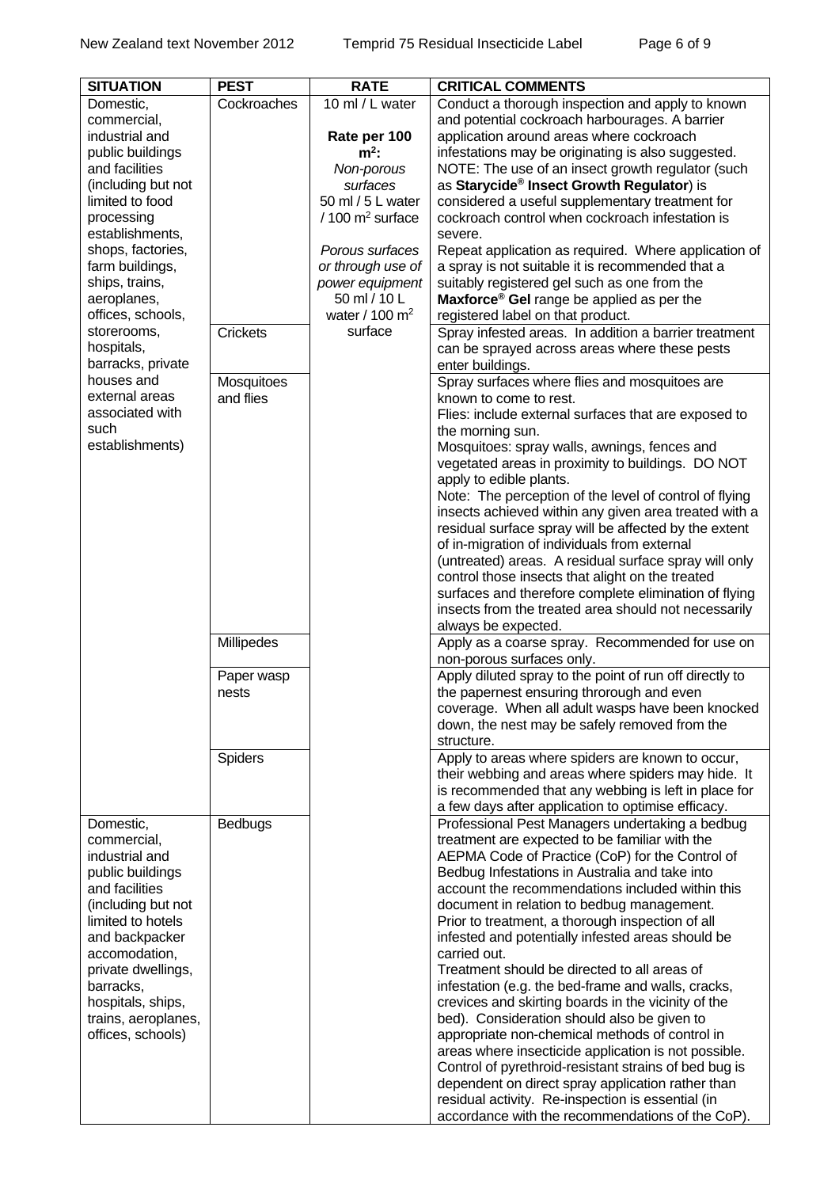| SITUATION | PEST | RATE | CRITICAL COMMENTS |
|---|---|---|---|
| Domestic, commercial, industrial and public buildings and facilities (including but not limited to food processing establishments, shops, factories, farm buildings, ships, trains, aeroplanes, offices, schools, storerooms, hospitals, barracks, private houses and external areas associated with such establishments) | Cockroaches | 10 ml / L water<br><br>**Rate per 100 $m^2$:**<br>*Non-porous surfaces*<br>50 ml / 5 L water / 100 $m^2$ surface<br><br>*Porous surfaces or through use of power equipment*<br>50 ml / 10 L water / 100 $m^2$ surface | Conduct a thorough inspection and apply to known and potential cockroach harbourages. A barrier application around areas where cockroach infestations may be originating is also suggested. NOTE: The use of an insect growth regulator (such as **Starycide® Insect Growth Regulator**) is considered a useful supplementary treatment for cockroach control when cockroach infestation is severe. Repeat application as required. Where application of a spray is not suitable it is recommended that a suitably registered gel such as one from the **Maxforce® Gel** range be applied as per the registered label on that product. |
| | Crickets | | Spray infested areas. In addition a barrier treatment can be sprayed across areas where these pests enter buildings. |
| | Mosquitoes and flies | | Spray surfaces where flies and mosquitoes are known to come to rest.<br>Flies: include external surfaces that are exposed to the morning sun.<br>Mosquitoes: spray walls, awnings, fences and vegetated areas in proximity to buildings. DO NOT apply to edible plants.<br>Note: The perception of the level of control of flying insects achieved within any given area treated with a residual surface spray will be affected by the extent of in-migration of individuals from external (untreated) areas. A residual surface spray will only control those insects that alight on the treated surfaces and therefore complete elimination of flying insects from the treated area should not necessarily always be expected. |
| | Millipedes | | Apply as a coarse spray. Recommended for use on non-porous surfaces only. |
| | Paper wasp nests | | Apply diluted spray to the point of run off directly to the papernest ensuring throrough and even coverage. When all adult wasps have been knocked down, the nest may be safely removed from the structure. |
| | Spiders | | Apply to areas where spiders are known to occur, their webbing and areas where spiders may hide. It is recommended that any webbing is left in place for a few days after application to optimise efficacy. |
| Domestic, commercial, industrial and public buildings and facilities (including but not limited to hotels and backpacker accomodation, private dwellings, barracks, hospitals, ships, trains, aeroplanes, offices, schools) | Bedbugs | | Professional Pest Managers undertaking a bedbug treatment are expected to be familiar with the AEPMA Code of Practice (CoP) for the Control of Bedbug Infestations in Australia and take into account the recommendations included within this document in relation to bedbug management.<br>Prior to treatment, a thorough inspection of all infested and potentially infested areas should be carried out.<br>Treatment should be directed to all areas of infestation (e.g. the bed-frame and walls, cracks, crevices and skirting boards in the vicinity of the bed). Consideration should also be given to appropriate non-chemical methods of control in areas where insecticide application is not possible. Control of pyrethroid-resistant strains of bed bug is dependent on direct spray application rather than residual activity. Re-inspection is essential (in accordance with the recommendations of the CoP). |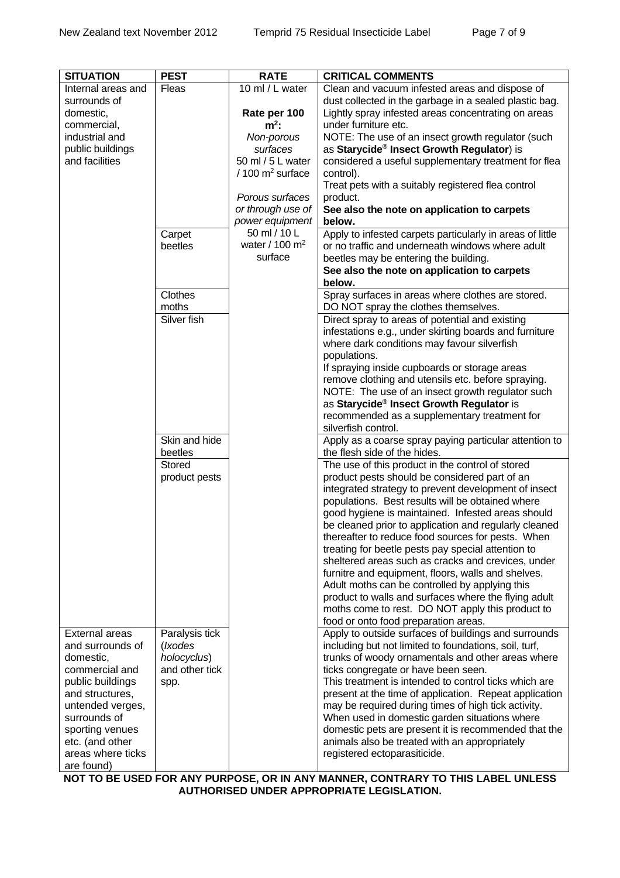| SITUATION | PEST | RATE | CRITICAL COMMENTS |
|---|---|---|---|
| Internal areas and surrounds of domestic, commercial, industrial and public buildings and facilities | Fleas | 10 ml / L water<br><br>**Rate per 100 $m^2$:**<br>*Non-porous surfaces*<br>50 ml / 5 L water / 100 $m^2$ surface<br><br>*Porous surfaces or through use of power equipment*<br>50 ml / 10 L water / 100 $m^2$ surface | Clean and vacuum infested areas and dispose of dust collected in the garbage in a sealed plastic bag. Lightly spray infested areas concentrating on areas under furniture etc.<br>NOTE: The use of an insect growth regulator (such as **Starycide® Insect Growth Regulator**) is considered a useful supplementary treatment for flea control).<br>Treat pets with a suitably registered flea control product.<br>**See also the note on application to carpets below.** |
| | Carpet beetles | | Apply to infested carpets particularly in areas of little or no traffic and underneath windows where adult beetles may be entering the building.<br>**See also the note on application to carpets below.** |
| | Clothes moths | | Spray surfaces in areas where clothes are stored. DO NOT spray the clothes themselves. |
| | Silver fish | | Direct spray to areas of potential and existing infestations e.g., under skirting boards and furniture where dark conditions may favour silverfish populations.<br>If spraying inside cupboards or storage areas remove clothing and utensils etc. before spraying.<br>NOTE: The use of an insect growth regulator such as **Starycide® Insect Growth Regulator** is recommended as a supplementary treatment for silverfish control. |
| | Skin and hide beetles | | Apply as a coarse spray paying particular attention to the flesh side of the hides. |
| | Stored product pests | | The use of this product in the control of stored product pests should be considered part of an integrated strategy to prevent development of insect populations. Best results will be obtained where good hygiene is maintained. Infested areas should be cleaned prior to application and regularly cleaned thereafter to reduce food sources for pests. When treating for beetle pests pay special attention to sheltered areas such as cracks and crevices, under furnitre and equipment, floors, walls and shelves. Adult moths can be controlled by applying this product to walls and surfaces where the flying adult moths come to rest. DO NOT apply this product to food or onto food preparation areas. |
| External areas and surrounds of domestic, commercial and public buildings and structures, untended verges, surrounds of sporting venues etc. (and other areas where ticks are found) | Paralysis tick (*Ixodes holocyclus*) and other tick spp. | | Apply to outside surfaces of buildings and surrounds including but not limited to foundations, soil, turf, trunks of woody ornamentals and other areas where ticks congregate or have been seen.<br>This treatment is intended to control ticks which are present at the time of application. Repeat application may be required during times of high tick activity.<br>When used in domestic garden situations where domestic pets are present it is recommended that the animals also be treated with an appropriately registered ectoparasiticide. |

**NOT TO BE USED FOR ANY PURPOSE, OR IN ANY MANNER, CONTRARY TO THIS LABEL UNLESS AUTHORISED UNDER APPROPRIATE LEGISLATION.**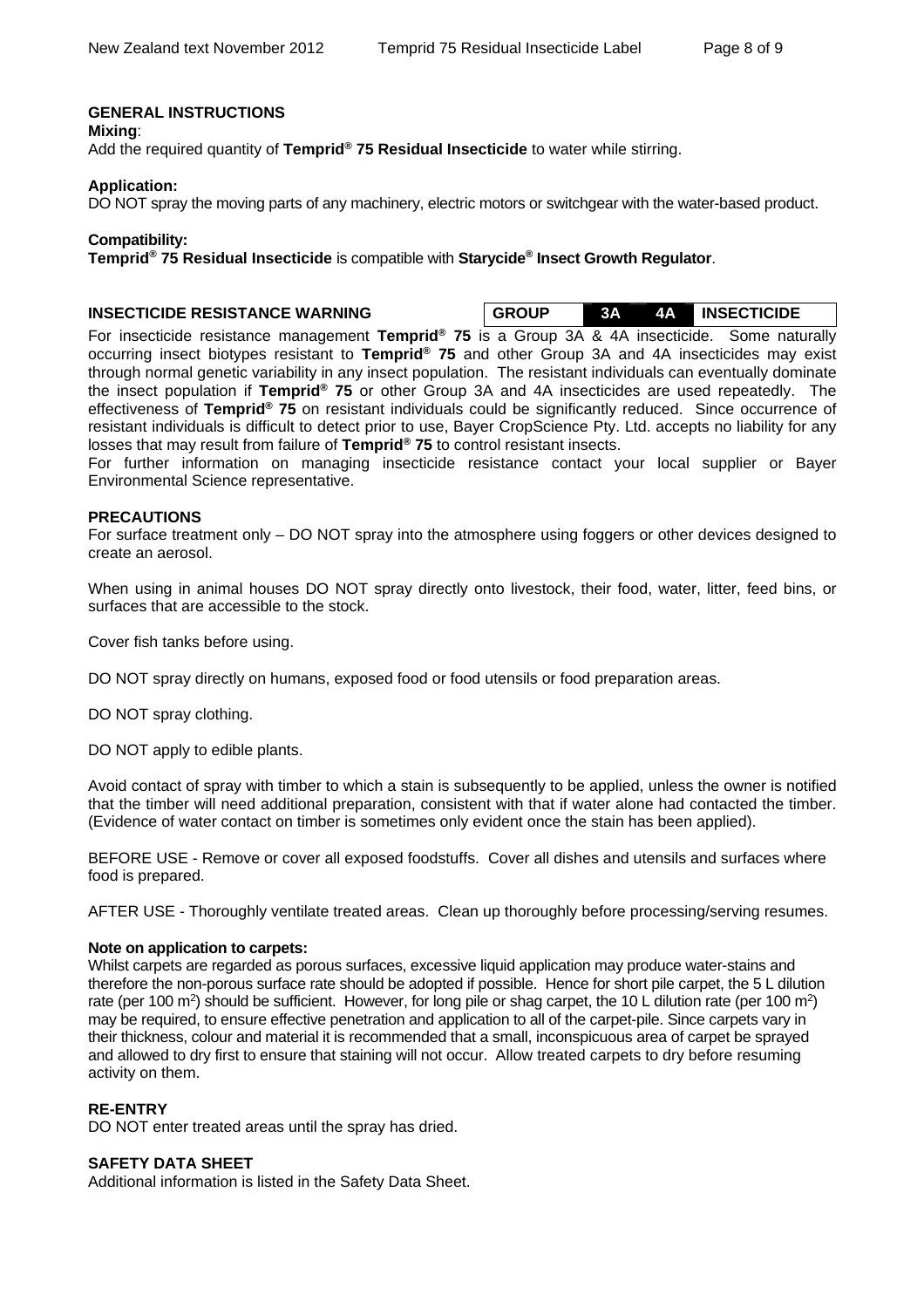## GENERAL INSTRUCTIONS

**Mixing**:
Add the required quantity of **Temprid® 75 Residual Insecticide** to water while stirring.

**Application:**
DO NOT spray the moving parts of any machinery, electric motors or switchgear with the water-based product.

**Compatibility:**
**Temprid® 75 Residual Insecticide** is compatible with **Starycide® Insect Growth Regulator**.

## INSECTICIDE RESISTANCE WARNING

| GROUP | 3A | 4A | INSECTICIDE |
|---|---|---|---|

For insecticide resistance management **Temprid® 75** is a Group 3A & 4A insecticide. Some naturally occurring insect biotypes resistant to **Temprid® 75** and other Group 3A and 4A insecticides may exist through normal genetic variability in any insect population. The resistant individuals can eventually dominate the insect population if **Temprid® 75** or other Group 3A and 4A insecticides are used repeatedly. The effectiveness of **Temprid® 75** on resistant individuals could be significantly reduced. Since occurrence of resistant individuals is difficult to detect prior to use, Bayer CropScience Pty. Ltd. accepts no liability for any losses that may result from failure of **Temprid® 75** to control resistant insects.
For further information on managing insecticide resistance contact your local supplier or Bayer Environmental Science representative.

## PRECAUTIONS

For surface treatment only – DO NOT spray into the atmosphere using foggers or other devices designed to create an aerosol.

When using in animal houses DO NOT spray directly onto livestock, their food, water, litter, feed bins, or surfaces that are accessible to the stock.

Cover fish tanks before using.

DO NOT spray directly on humans, exposed food or food utensils or food preparation areas.

DO NOT spray clothing.

DO NOT apply to edible plants.

Avoid contact of spray with timber to which a stain is subsequently to be applied, unless the owner is notified that the timber will need additional preparation, consistent with that if water alone had contacted the timber. (Evidence of water contact on timber is sometimes only evident once the stain has been applied).

BEFORE USE - Remove or cover all exposed foodstuffs. Cover all dishes and utensils and surfaces where food is prepared.

AFTER USE - Thoroughly ventilate treated areas. Clean up thoroughly before processing/serving resumes.

**Note on application to carpets:**
Whilst carpets are regarded as porous surfaces, excessive liquid application may produce water-stains and therefore the non-porous surface rate should be adopted if possible. Hence for short pile carpet, the 5 L dilution rate (per 100 $m^2$) should be sufficient. However, for long pile or shag carpet, the 10 L dilution rate (per 100 $m^2$) may be required, to ensure effective penetration and application to all of the carpet-pile. Since carpets vary in their thickness, colour and material it is recommended that a small, inconspicuous area of carpet be sprayed and allowed to dry first to ensure that staining will not occur. Allow treated carpets to dry before resuming activity on them.

## RE-ENTRY

DO NOT enter treated areas until the spray has dried.

## SAFETY DATA SHEET

Additional information is listed in the Safety Data Sheet.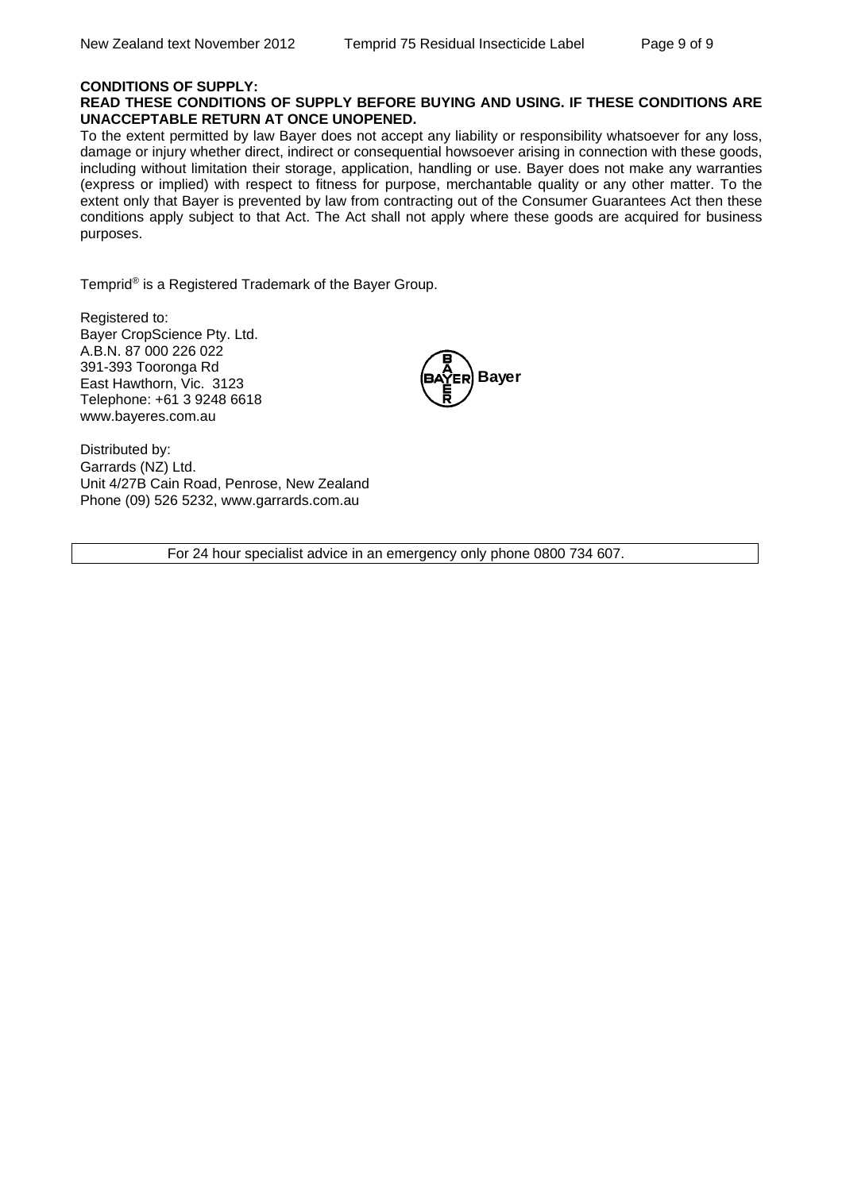**CONDITIONS OF SUPPLY:**

**READ THESE CONDITIONS OF SUPPLY BEFORE BUYING AND USING. IF THESE CONDITIONS ARE UNACCEPTABLE RETURN AT ONCE UNOPENED.**

To the extent permitted by law Bayer does not accept any liability or responsibility whatsoever for any loss, damage or injury whether direct, indirect or consequential howsoever arising in connection with these goods, including without limitation their storage, application, handling or use. Bayer does not make any warranties (express or implied) with respect to fitness for purpose, merchantable quality or any other matter. To the extent only that Bayer is prevented by law from contracting out of the Consumer Guarantees Act then these conditions apply subject to that Act. The Act shall not apply where these goods are acquired for business purposes.

Temprid® is a Registered Trademark of the Bayer Group.

Registered to:
Bayer CropScience Pty. Ltd.
A.B.N. 87 000 226 022
391-393 Tooronga Rd
East Hawthorn, Vic. 3123
Telephone: +61 3 9248 6618
www.bayeres.com.au

Bayer

Distributed by:
Garrards (NZ) Ltd.
Unit 4/27B Cain Road, Penrose, New Zealand
Phone (09) 526 5232, www.garrards.com.au

For 24 hour specialist advice in an emergency only phone 0800 734 607.